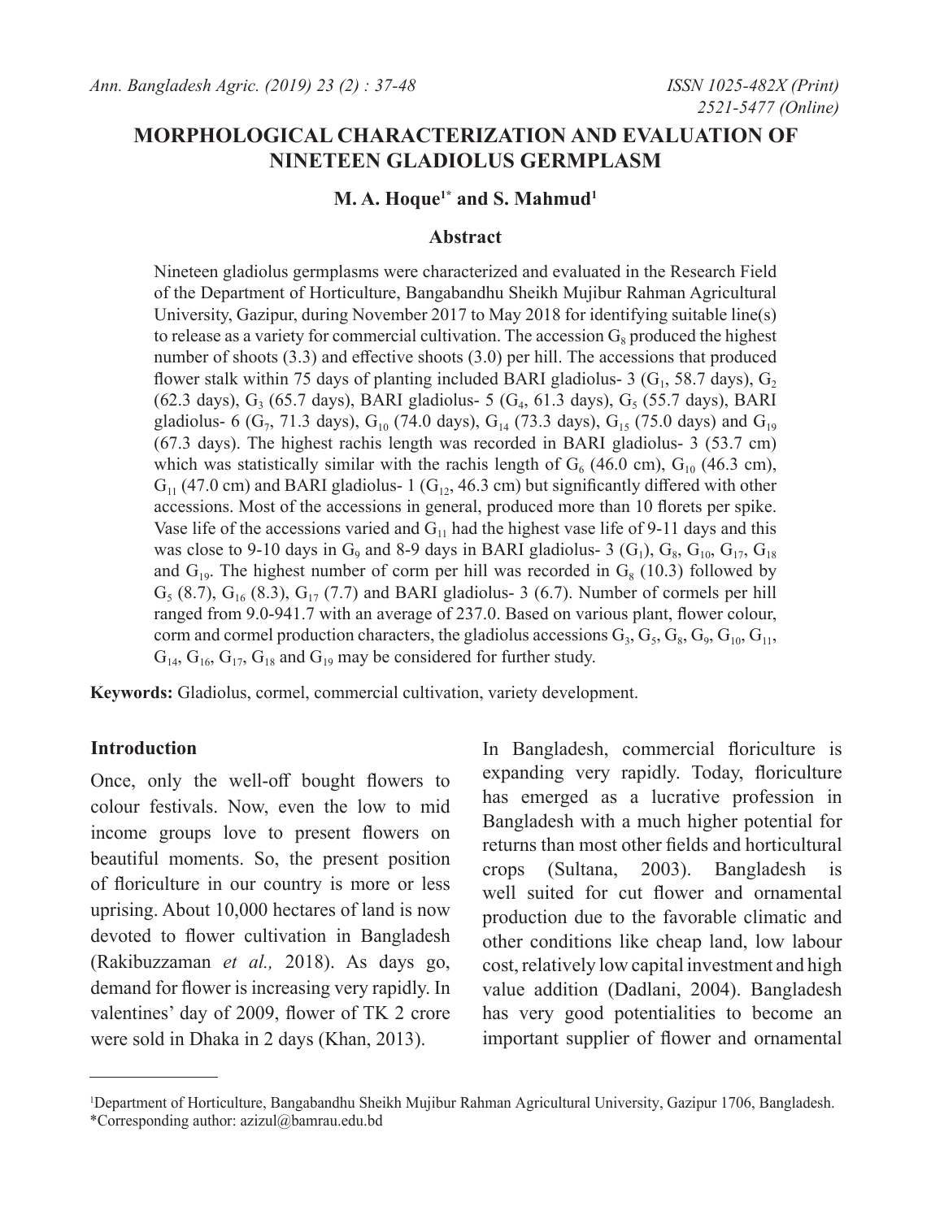# MORPHOLOGICAL CHARACTERIZATION AND EVALUATION OF NINETEEN GLADIOLUS GERMPLASM

**M. A. Hoque[1*] and S. Mahmud[1]**

## Abstract

Nineteen gladiolus germplasms were characterized and evaluated in the Research Field of the Department of Horticulture, Bangabandhu Sheikh Mujibur Rahman Agricultural University, Gazipur, during November 2017 to May 2018 for identifying suitable line(s) to release as a variety for commercial cultivation. The accession $G_8$ produced the highest number of shoots (3.3) and effective shoots (3.0) per hill. The accessions that produced flower stalk within 75 days of planting included BARI gladiolus- 3 ($G_1$, 58.7 days), $G_2$ (62.3 days), $G_3$ (65.7 days), BARI gladiolus- 5 ($G_4$, 61.3 days), $G_5$ (55.7 days), BARI gladiolus- 6 ($G_7$, 71.3 days), $G_{10}$ (74.0 days), $G_{14}$ (73.3 days), $G_{15}$ (75.0 days) and $G_{19}$ (67.3 days). The highest rachis length was recorded in BARI gladiolus- 3 (53.7 cm) which was statistically similar with the rachis length of $G_6$ (46.0 cm), $G_{10}$ (46.3 cm), $G_{11}$ (47.0 cm) and BARI gladiolus- 1 ($G_{12}$, 46.3 cm) but significantly differed with other accessions. Most of the accessions in general, produced more than 10 florets per spike. Vase life of the accessions varied and $G_{11}$ had the highest vase life of 9-11 days and this was close to 9-10 days in $G_9$ and 8-9 days in BARI gladiolus- 3 ($G_1$), $G_8$, $G_{10}$, $G_{17}$, $G_{18}$ and $G_{19}$. The highest number of corm per hill was recorded in $G_8$ (10.3) followed by $G_5$ (8.7), $G_{16}$ (8.3), $G_{17}$ (7.7) and BARI gladiolus- 3 (6.7). Number of cormels per hill ranged from 9.0-941.7 with an average of 237.0. Based on various plant, flower colour, corm and cormel production characters, the gladiolus accessions $G_3$, $G_5$, $G_8$, $G_9$, $G_{10}$, $G_{11}$, $G_{14}$, $G_{16}$, $G_{17}$, $G_{18}$ and $G_{19}$ may be considered for further study.

**Keywords:** Gladiolus, cormel, commercial cultivation, variety development.

## Introduction

Once, only the well-off bought flowers to colour festivals. Now, even the low to mid income groups love to present flowers on beautiful moments. So, the present position of floriculture in our country is more or less uprising. About 10,000 hectares of land is now devoted to flower cultivation in Bangladesh (Rakibuzzaman *et al.,* 2018). As days go, demand for flower is increasing very rapidly. In valentines' day of 2009, flower of TK 2 crore were sold in Dhaka in 2 days (Khan, 2013).

In Bangladesh, commercial floriculture is expanding very rapidly. Today, floriculture has emerged as a lucrative profession in Bangladesh with a much higher potential for returns than most other fields and horticultural crops (Sultana, 2003). Bangladesh is well suited for cut flower and ornamental production due to the favorable climatic and other conditions like cheap land, low labour cost, relatively low capital investment and high value addition (Dadlani, 2004). Bangladesh has very good potentialities to become an important supplier of flower and ornamental

---

[1]Department of Horticulture, Bangabandhu Sheikh Mujibur Rahman Agricultural University, Gazipur 1706, Bangladesh.
*Corresponding author: azizul@bamrau.edu.bd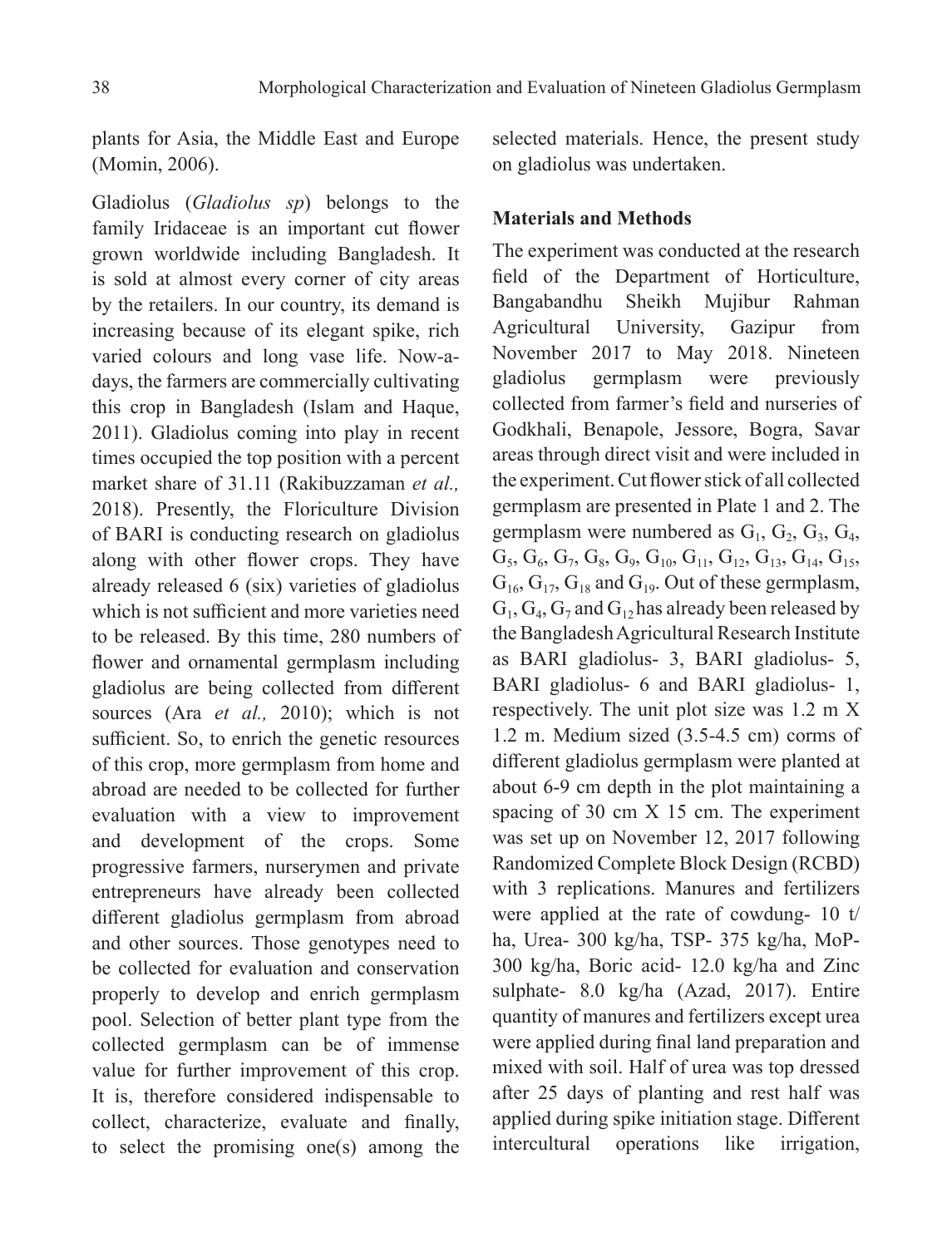plants for Asia, the Middle East and Europe (Momin, 2006).

Gladiolus (*Gladiolus sp*) belongs to the family Iridaceae is an important cut flower grown worldwide including Bangladesh. It is sold at almost every corner of city areas by the retailers. In our country, its demand is increasing because of its elegant spike, rich varied colours and long vase life. Now-a-days, the farmers are commercially cultivating this crop in Bangladesh (Islam and Haque, 2011). Gladiolus coming into play in recent times occupied the top position with a percent market share of 31.11 (Rakibuzzaman *et al.,* 2018). Presently, the Floriculture Division of BARI is conducting research on gladiolus along with other flower crops. They have already released 6 (six) varieties of gladiolus which is not sufficient and more varieties need to be released. By this time, 280 numbers of flower and ornamental germplasm including gladiolus are being collected from different sources (Ara *et al.,* 2010); which is not sufficient. So, to enrich the genetic resources of this crop, more germplasm from home and abroad are needed to be collected for further evaluation with a view to improvement and development of the crops. Some progressive farmers, nurserymen and private entrepreneurs have already been collected different gladiolus germplasm from abroad and other sources. Those genotypes need to be collected for evaluation and conservation properly to develop and enrich germplasm pool. Selection of better plant type from the collected germplasm can be of immense value for further improvement of this crop. It is, therefore considered indispensable to collect, characterize, evaluate and finally, to select the promising one(s) among the selected materials. Hence, the present study on gladiolus was undertaken.

## Materials and Methods

The experiment was conducted at the research field of the Department of Horticulture, Bangabandhu Sheikh Mujibur Rahman Agricultural University, Gazipur from November 2017 to May 2018. Nineteen gladiolus germplasm were previously collected from farmer's field and nurseries of Godkhali, Benapole, Jessore, Bogra, Savar areas through direct visit and were included in the experiment. Cut flower stick of all collected germplasm are presented in Plate 1 and 2. The germplasm were numbered as $G_1$, $G_2$, $G_3$, $G_4$, $G_5$, $G_6$, $G_7$, $G_8$, $G_9$, $G_{10}$, $G_{11}$, $G_{12}$, $G_{13}$, $G_{14}$, $G_{15}$, $G_{16}$, $G_{17}$, $G_{18}$ and $G_{19}$. Out of these germplasm, $G_1$, $G_4$, $G_7$ and $G_{12}$ has already been released by the Bangladesh Agricultural Research Institute as BARI gladiolus- 3, BARI gladiolus- 5, BARI gladiolus- 6 and BARI gladiolus- 1, respectively. The unit plot size was 1.2 m X 1.2 m. Medium sized (3.5-4.5 cm) corms of different gladiolus germplasm were planted at about 6-9 cm depth in the plot maintaining a spacing of 30 cm X 15 cm. The experiment was set up on November 12, 2017 following Randomized Complete Block Design (RCBD) with 3 replications. Manures and fertilizers were applied at the rate of cowdung- 10 t/ha, Urea- 300 kg/ha, TSP- 375 kg/ha, MoP- 300 kg/ha, Boric acid- 12.0 kg/ha and Zinc sulphate- 8.0 kg/ha (Azad, 2017). Entire quantity of manures and fertilizers except urea were applied during final land preparation and mixed with soil. Half of urea was top dressed after 25 days of planting and rest half was applied during spike initiation stage. Different intercultural operations like irrigation,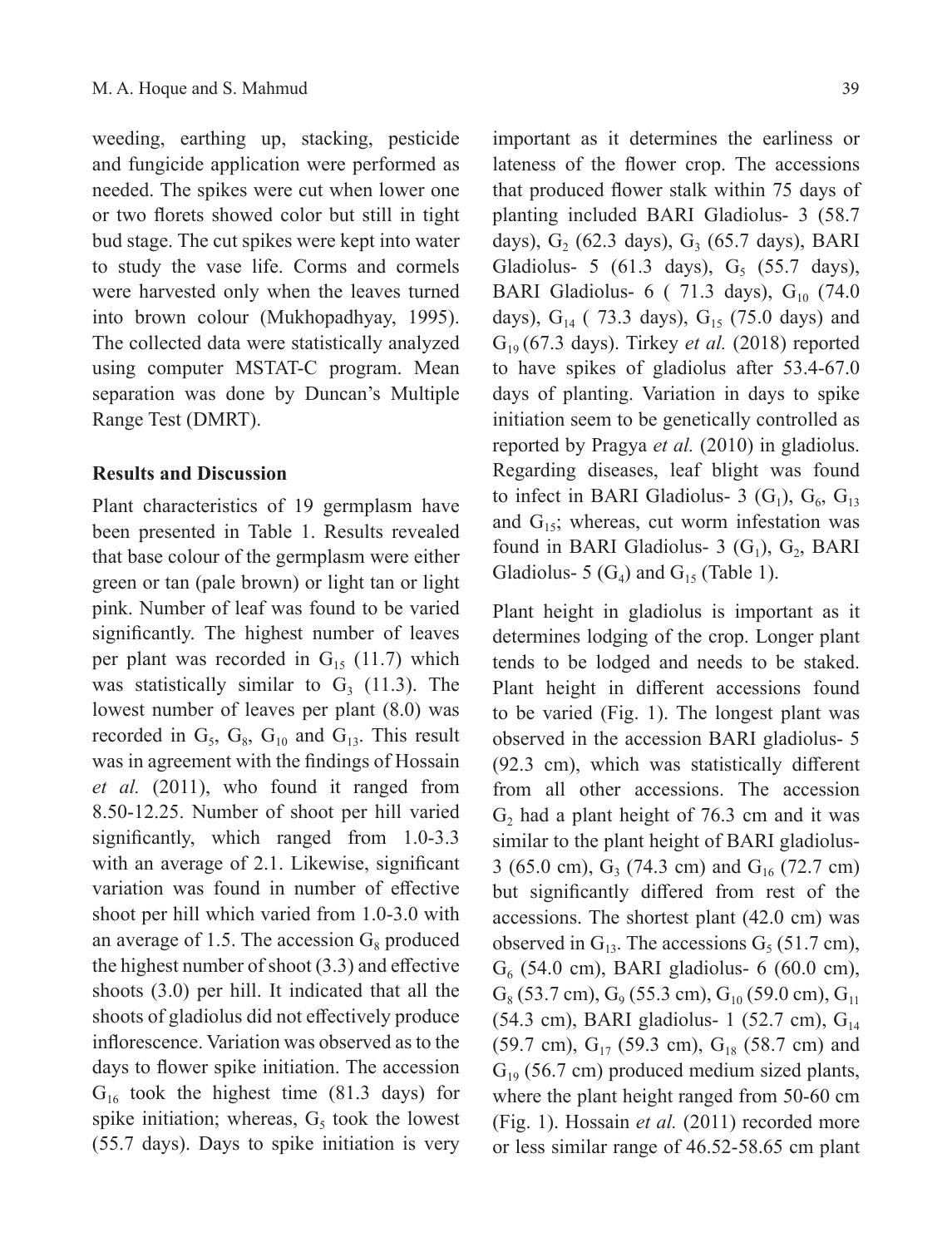weeding, earthing up, stacking, pesticide and fungicide application were performed as needed. The spikes were cut when lower one or two florets showed color but still in tight bud stage. The cut spikes were kept into water to study the vase life. Corms and cormels were harvested only when the leaves turned into brown colour (Mukhopadhyay, 1995). The collected data were statistically analyzed using computer MSTAT-C program. Mean separation was done by Duncan's Multiple Range Test (DMRT).

**Results and Discussion**

Plant characteristics of 19 germplasm have been presented in Table 1. Results revealed that base colour of the germplasm were either green or tan (pale brown) or light tan or light pink. Number of leaf was found to be varied significantly. The highest number of leaves per plant was recorded in $G_{15}$ (11.7) which was statistically similar to $G_3$ (11.3). The lowest number of leaves per plant (8.0) was recorded in $G_5$, $G_8$, $G_{10}$ and $G_{13}$. This result was in agreement with the findings of Hossain *et al.* (2011), who found it ranged from 8.50-12.25. Number of shoot per hill varied significantly, which ranged from 1.0-3.3 with an average of 2.1. Likewise, significant variation was found in number of effective shoot per hill which varied from 1.0-3.0 with an average of 1.5. The accession $G_8$ produced the highest number of shoot (3.3) and effective shoots (3.0) per hill. It indicated that all the shoots of gladiolus did not effectively produce inflorescence. Variation was observed as to the days to flower spike initiation. The accession $G_{16}$ took the highest time (81.3 days) for spike initiation; whereas, $G_5$ took the lowest (55.7 days). Days to spike initiation is very important as it determines the earliness or lateness of the flower crop. The accessions that produced flower stalk within 75 days of planting included BARI Gladiolus- 3 (58.7 days), $G_2$ (62.3 days), $G_3$ (65.7 days), BARI Gladiolus- 5 (61.3 days), $G_5$ (55.7 days), BARI Gladiolus- 6 ( 71.3 days), $G_{10}$ (74.0 days), $G_{14}$ ( 73.3 days), $G_{15}$ (75.0 days) and $G_{19}$ (67.3 days). Tirkey *et al.* (2018) reported to have spikes of gladiolus after 53.4-67.0 days of planting. Variation in days to spike initiation seem to be genetically controlled as reported by Pragya *et al.* (2010) in gladiolus. Regarding diseases, leaf blight was found to infect in BARI Gladiolus- 3 ($G_1$), $G_6$, $G_{13}$ and $G_{15}$; whereas, cut worm infestation was found in BARI Gladiolus- 3 ($G_1$), $G_2$, BARI Gladiolus- 5 ($G_4$) and $G_{15}$ (Table 1).

Plant height in gladiolus is important as it determines lodging of the crop. Longer plant tends to be lodged and needs to be staked. Plant height in different accessions found to be varied (Fig. 1). The longest plant was observed in the accession BARI gladiolus- 5 (92.3 cm), which was statistically different from all other accessions. The accession $G_2$ had a plant height of 76.3 cm and it was similar to the plant height of BARI gladiolus- 3 (65.0 cm), $G_3$ (74.3 cm) and $G_{16}$ (72.7 cm) but significantly differed from rest of the accessions. The shortest plant (42.0 cm) was observed in $G_{13}$. The accessions $G_5$ (51.7 cm), $G_6$ (54.0 cm), BARI gladiolus- 6 (60.0 cm), $G_8$ (53.7 cm), $G_9$ (55.3 cm), $G_{10}$ (59.0 cm), $G_{11}$ (54.3 cm), BARI gladiolus- 1 (52.7 cm), $G_{14}$ (59.7 cm), $G_{17}$ (59.3 cm), $G_{18}$ (58.7 cm) and $G_{19}$ (56.7 cm) produced medium sized plants, where the plant height ranged from 50-60 cm (Fig. 1). Hossain *et al.* (2011) recorded more or less similar range of 46.52-58.65 cm plant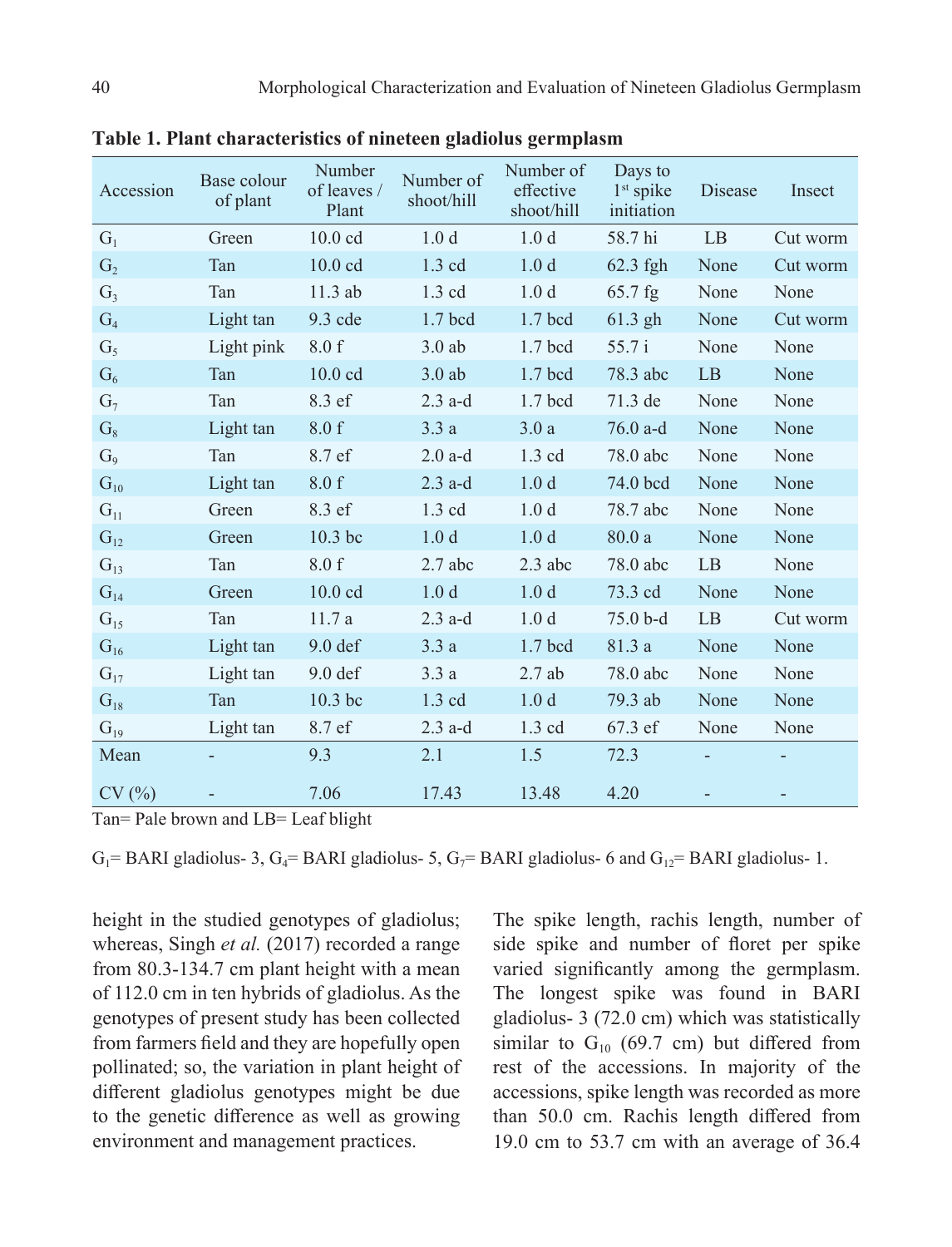**Table 1. Plant characteristics of nineteen gladiolus germplasm**

| Accession | Base colour of plant | Number of leaves / Plant | Number of shoot/hill | Number of effective shoot/hill | Days to 1st spike initiation | Disease | Insect |
|---|---|---|---|---|---|---|---|
| $G_1$ | Green | 10.0 cd | 1.0 d | 1.0 d | 58.7 hi | LB | Cut worm |
| $G_2$ | Tan | 10.0 cd | 1.3 cd | 1.0 d | 62.3 fgh | None | Cut worm |
| $G_3$ | Tan | 11.3 ab | 1.3 cd | 1.0 d | 65.7 fg | None | None |
| $G_4$ | Light tan | 9.3 cde | 1.7 bcd | 1.7 bcd | 61.3 gh | None | Cut worm |
| $G_5$ | Light pink | 8.0 f | 3.0 ab | 1.7 bcd | 55.7 i | None | None |
| $G_6$ | Tan | 10.0 cd | 3.0 ab | 1.7 bcd | 78.3 abc | LB | None |
| $G_7$ | Tan | 8.3 ef | 2.3 a-d | 1.7 bcd | 71.3 de | None | None |
| $G_8$ | Light tan | 8.0 f | 3.3 a | 3.0 a | 76.0 a-d | None | None |
| $G_9$ | Tan | 8.7 ef | 2.0 a-d | 1.3 cd | 78.0 abc | None | None |
| $G_{10}$ | Light tan | 8.0 f | 2.3 a-d | 1.0 d | 74.0 bcd | None | None |
| $G_{11}$ | Green | 8.3 ef | 1.3 cd | 1.0 d | 78.7 abc | None | None |
| $G_{12}$ | Green | 10.3 bc | 1.0 d | 1.0 d | 80.0 a | None | None |
| $G_{13}$ | Tan | 8.0 f | 2.7 abc | 2.3 abc | 78.0 abc | LB | None |
| $G_{14}$ | Green | 10.0 cd | 1.0 d | 1.0 d | 73.3 cd | None | None |
| $G_{15}$ | Tan | 11.7 a | 2.3 a-d | 1.0 d | 75.0 b-d | LB | Cut worm |
| $G_{16}$ | Light tan | 9.0 def | 3.3 a | 1.7 bcd | 81.3 a | None | None |
| $G_{17}$ | Light tan | 9.0 def | 3.3 a | 2.7 ab | 78.0 abc | None | None |
| $G_{18}$ | Tan | 10.3 bc | 1.3 cd | 1.0 d | 79.3 ab | None | None |
| $G_{19}$ | Light tan | 8.7 ef | 2.3 a-d | 1.3 cd | 67.3 ef | None | None |
| Mean | - | 9.3 | 2.1 | 1.5 | 72.3 | - | - |
| CV (%) | - | 7.06 | 17.43 | 13.48 | 4.20 | - | - |

Tan= Pale brown and LB= Leaf blight

$G_1$= BARI gladiolus- 3, $G_4$= BARI gladiolus- 5, $G_7$= BARI gladiolus- 6 and $G_{12}$= BARI gladiolus- 1.

height in the studied genotypes of gladiolus; whereas, Singh *et al.* (2017) recorded a range from 80.3-134.7 cm plant height with a mean of 112.0 cm in ten hybrids of gladiolus. As the genotypes of present study has been collected from farmers field and they are hopefully open pollinated; so, the variation in plant height of different gladiolus genotypes might be due to the genetic difference as well as growing environment and management practices.

The spike length, rachis length, number of side spike and number of floret per spike varied significantly among the germplasm. The longest spike was found in BARI gladiolus- 3 (72.0 cm) which was statistically similar to $G_{10}$ (69.7 cm) but differed from rest of the accessions. In majority of the accessions, spike length was recorded as more than 50.0 cm. Rachis length differed from 19.0 cm to 53.7 cm with an average of 36.4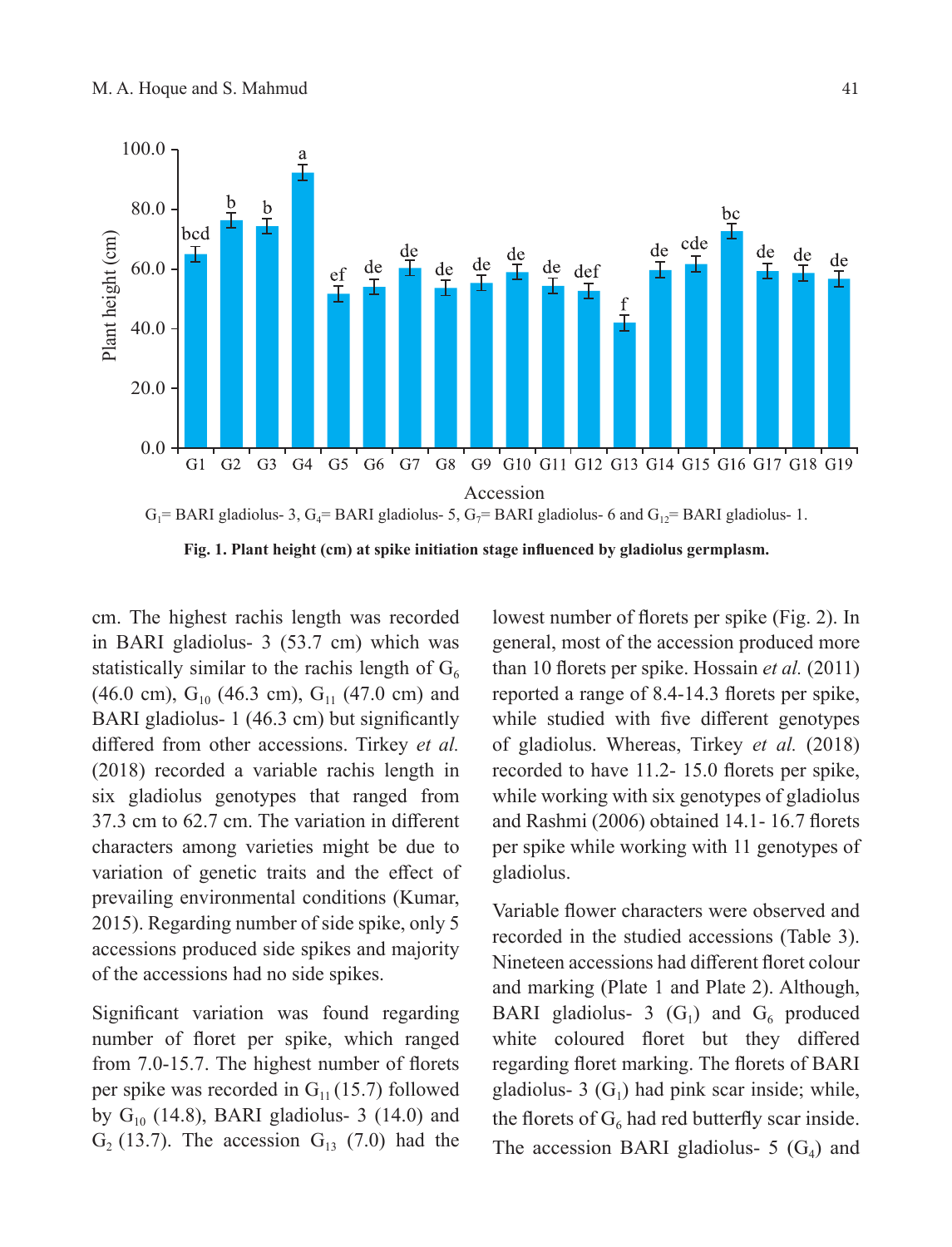$G_1$= BARI gladiolus- 3, $G_4$= BARI gladiolus- 5, $G_7$= BARI gladiolus- 6 and $G_{12}$= BARI gladiolus- 1.

**Fig. 1. Plant height (cm) at spike initiation stage influenced by gladiolus germplasm.**

cm. The highest rachis length was recorded in BARI gladiolus- 3 (53.7 cm) which was statistically similar to the rachis length of $G_6$ (46.0 cm), $G_{10}$ (46.3 cm), $G_{11}$ (47.0 cm) and BARI gladiolus- 1 (46.3 cm) but significantly differed from other accessions. Tirkey *et al.* (2018) recorded a variable rachis length in six gladiolus genotypes that ranged from 37.3 cm to 62.7 cm. The variation in different characters among varieties might be due to variation of genetic traits and the effect of prevailing environmental conditions (Kumar, 2015). Regarding number of side spike, only 5 accessions produced side spikes and majority of the accessions had no side spikes.

Significant variation was found regarding number of floret per spike, which ranged from 7.0-15.7. The highest number of florets per spike was recorded in $G_{11}$ (15.7) followed by $G_{10}$ (14.8), BARI gladiolus- 3 (14.0) and $G_2$ (13.7). The accession $G_{13}$ (7.0) had the lowest number of florets per spike (Fig. 2). In general, most of the accession produced more than 10 florets per spike. Hossain *et al.* (2011) reported a range of 8.4-14.3 florets per spike, while studied with five different genotypes of gladiolus. Whereas, Tirkey *et al.* (2018) recorded to have 11.2- 15.0 florets per spike, while working with six genotypes of gladiolus and Rashmi (2006) obtained 14.1- 16.7 florets per spike while working with 11 genotypes of gladiolus.

Variable flower characters were observed and recorded in the studied accessions (Table 3). Nineteen accessions had different floret colour and marking (Plate 1 and Plate 2). Although, BARI gladiolus- 3 ($G_1$) and $G_6$ produced white coloured floret but they differed regarding floret marking. The florets of BARI gladiolus- 3 ($G_1$) had pink scar inside; while, the florets of $G_6$ had red butterfly scar inside. The accession BARI gladiolus- 5 ($G_4$) and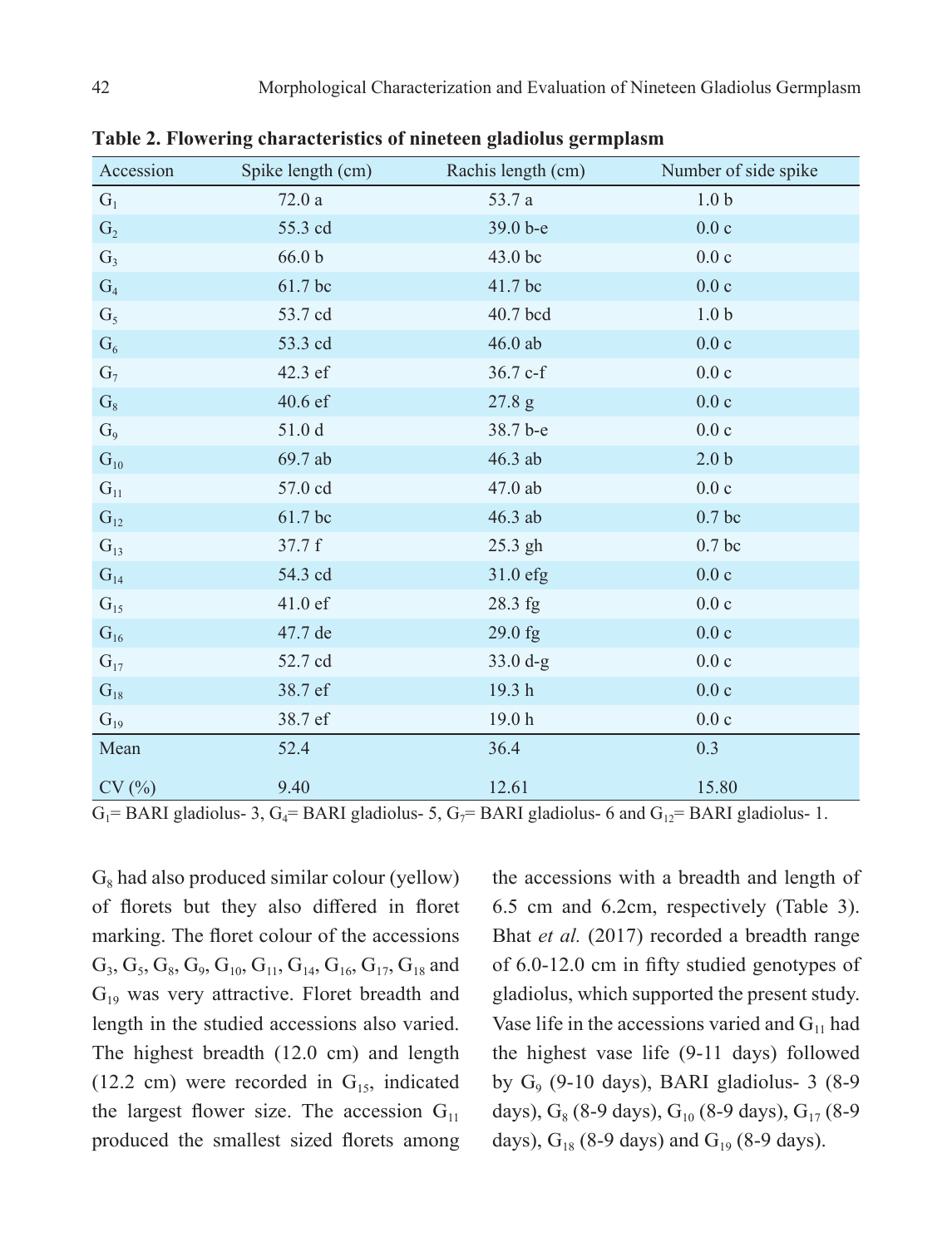**Table 2. Flowering characteristics of nineteen gladiolus germplasm**

| Accession | Spike length (cm) | Rachis length (cm) | Number of side spike |
|---|---|---|---|
| $G_1$ | 72.0 a | 53.7 a | 1.0 b |
| $G_2$ | 55.3 cd | 39.0 b-e | 0.0 c |
| $G_3$ | 66.0 b | 43.0 bc | 0.0 c |
| $G_4$ | 61.7 bc | 41.7 bc | 0.0 c |
| $G_5$ | 53.7 cd | 40.7 bcd | 1.0 b |
| $G_6$ | 53.3 cd | 46.0 ab | 0.0 c |
| $G_7$ | 42.3 ef | 36.7 c-f | 0.0 c |
| $G_8$ | 40.6 ef | 27.8 g | 0.0 c |
| $G_9$ | 51.0 d | 38.7 b-e | 0.0 c |
| $G_{10}$ | 69.7 ab | 46.3 ab | 2.0 b |
| $G_{11}$ | 57.0 cd | 47.0 ab | 0.0 c |
| $G_{12}$ | 61.7 bc | 46.3 ab | 0.7 bc |
| $G_{13}$ | 37.7 f | 25.3 gh | 0.7 bc |
| $G_{14}$ | 54.3 cd | 31.0 efg | 0.0 c |
| $G_{15}$ | 41.0 ef | 28.3 fg | 0.0 c |
| $G_{16}$ | 47.7 de | 29.0 fg | 0.0 c |
| $G_{17}$ | 52.7 cd | 33.0 d-g | 0.0 c |
| $G_{18}$ | 38.7 ef | 19.3 h | 0.0 c |
| $G_{19}$ | 38.7 ef | 19.0 h | 0.0 c |
| Mean | 52.4 | 36.4 | 0.3 |
| CV (%) | 9.40 | 12.61 | 15.80 |

$G_1$= BARI gladiolus- 3, $G_4$= BARI gladiolus- 5, $G_7$= BARI gladiolus- 6 and $G_{12}$= BARI gladiolus- 1.

$G_8$ had also produced similar colour (yellow) of florets but they also differed in floret marking. The floret colour of the accessions $G_3$, $G_5$, $G_8$, $G_9$, $G_{10}$, $G_{11}$, $G_{14}$, $G_{16}$, $G_{17}$, $G_{18}$ and $G_{19}$ was very attractive. Floret breadth and length in the studied accessions also varied. The highest breadth (12.0 cm) and length (12.2 cm) were recorded in $G_{15}$, indicated the largest flower size. The accession $G_{11}$ produced the smallest sized florets among the accessions with a breadth and length of 6.5 cm and 6.2cm, respectively (Table 3). Bhat *et al.* (2017) recorded a breadth range of 6.0-12.0 cm in fifty studied genotypes of gladiolus, which supported the present study. Vase life in the accessions varied and $G_{11}$ had the highest vase life (9-11 days) followed by $G_9$ (9-10 days), BARI gladiolus- 3 (8-9 days), $G_8$ (8-9 days), $G_{10}$ (8-9 days), $G_{17}$ (8-9 days), $G_{18}$ (8-9 days) and $G_{19}$ (8-9 days).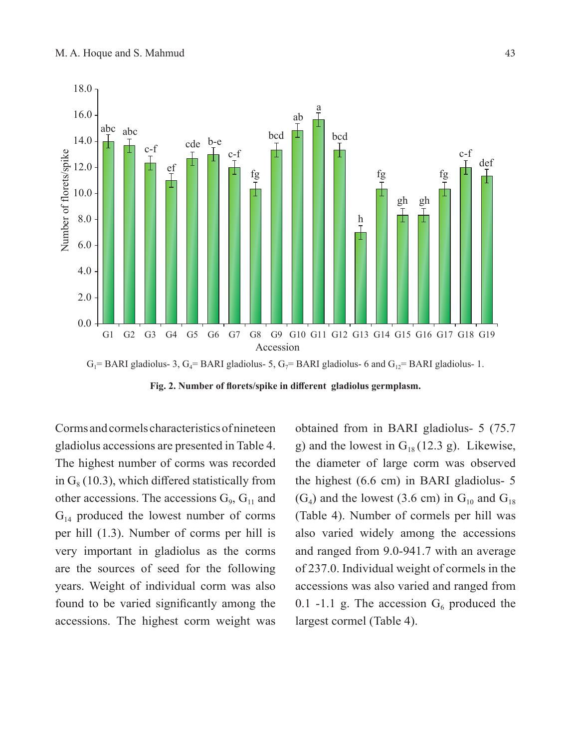$G_1$= BARI gladiolus- 3, $G_4$= BARI gladiolus- 5, $G_7$= BARI gladiolus- 6 and $G_{12}$= BARI gladiolus- 1.

**Fig. 2. Number of florets/spike in different gladiolus germplasm.**

Corms and cormels characteristics of nineteen gladiolus accessions are presented in Table 4. The highest number of corms was recorded in $G_8$ (10.3), which differed statistically from other accessions. The accessions $G_9$, $G_{11}$ and $G_{14}$ produced the lowest number of corms per hill (1.3). Number of corms per hill is very important in gladiolus as the corms are the sources of seed for the following years. Weight of individual corm was also found to be varied significantly among the accessions. The highest corm weight was obtained from in BARI gladiolus- 5 (75.7 g) and the lowest in $G_{18}$ (12.3 g). Likewise, the diameter of large corm was observed the highest (6.6 cm) in BARI gladiolus- 5 ($G_4$) and the lowest (3.6 cm) in $G_{10}$ and $G_{18}$ (Table 4). Number of cormels per hill was also varied widely among the accessions and ranged from 9.0-941.7 with an average of 237.0. Individual weight of cormels in the accessions was also varied and ranged from 0.1 -1.1 g. The accession $G_6$ produced the largest cormel (Table 4).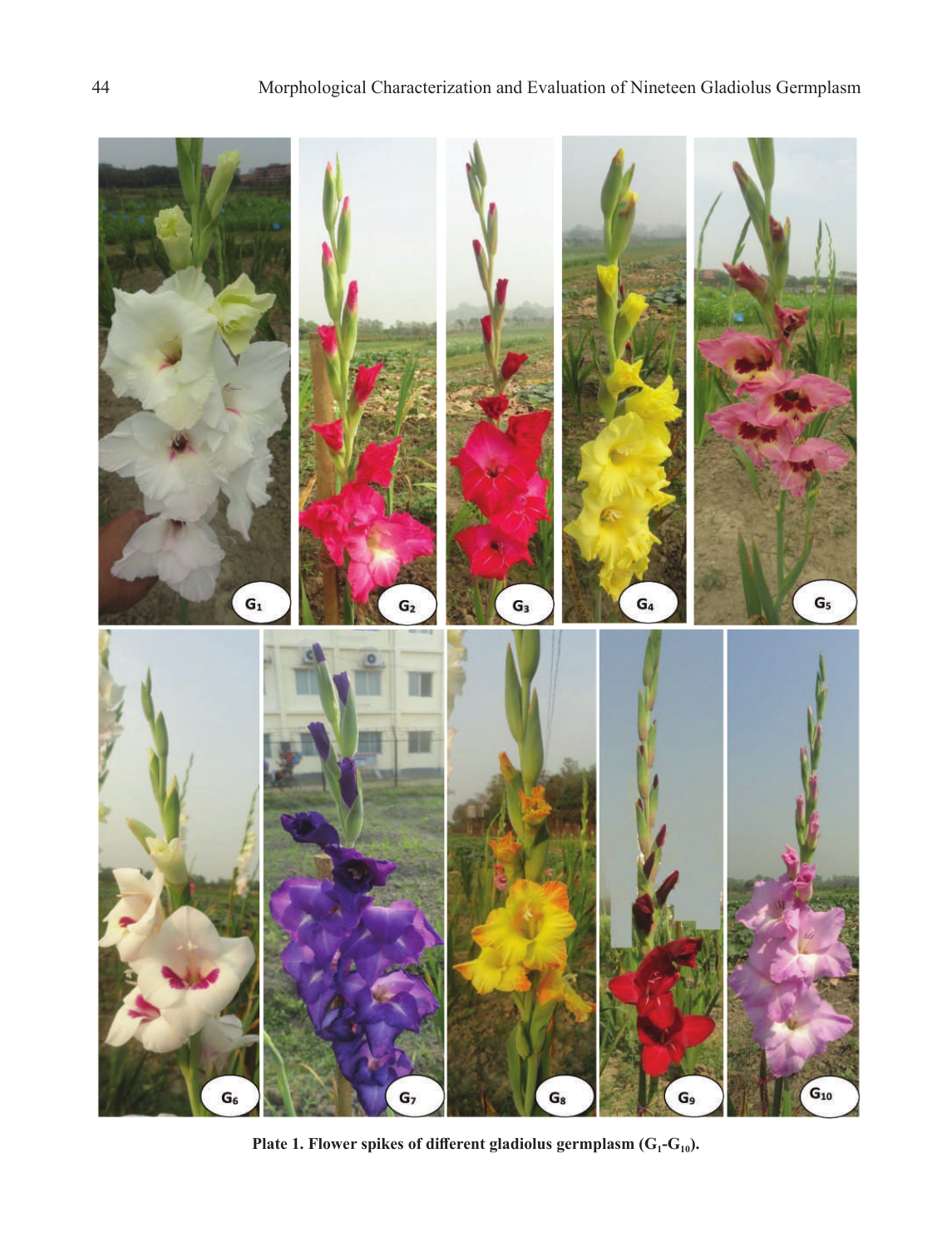**Plate 1. Flower spikes of different gladiolus germplasm ($G_1$-$G_{10}$).**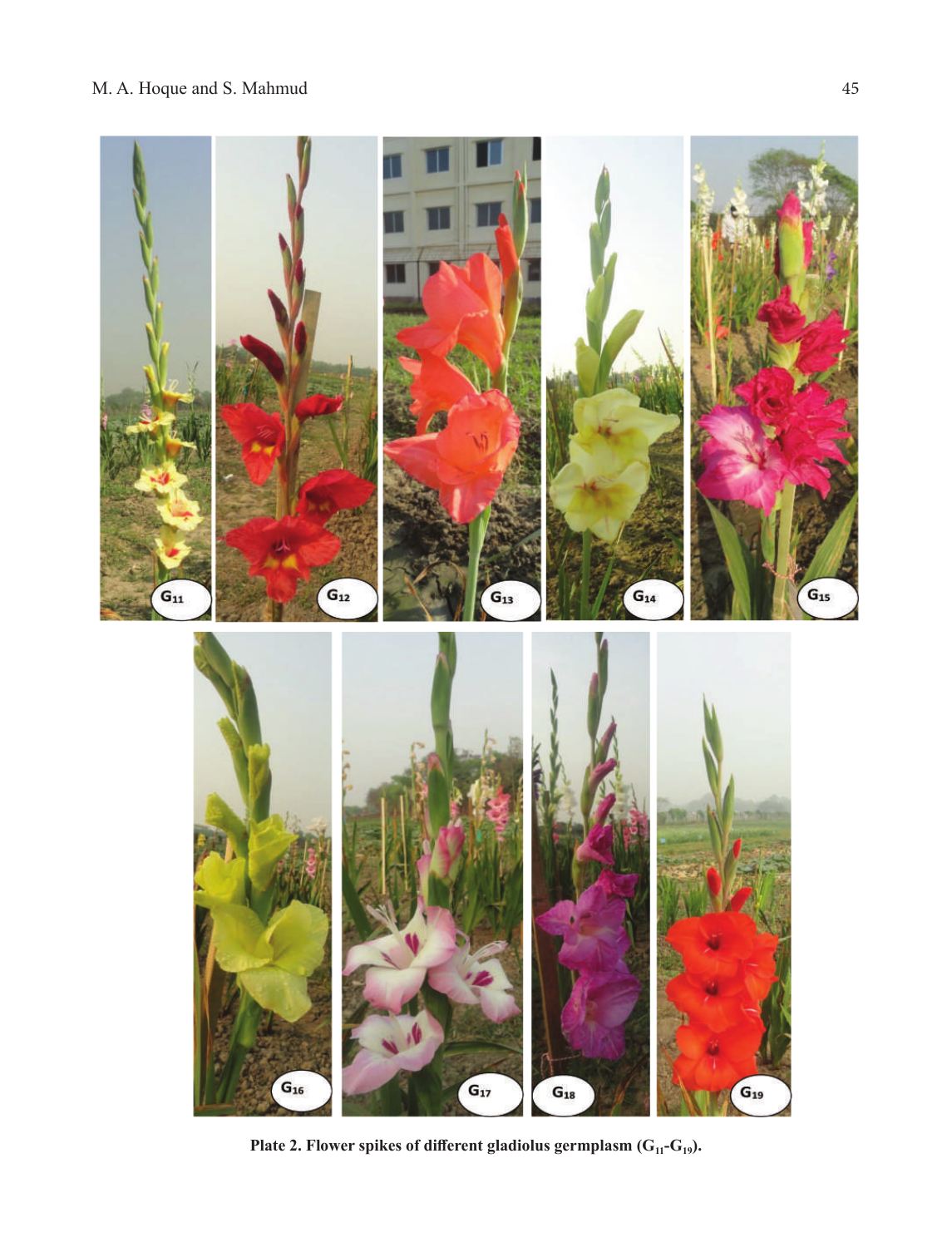**Plate 2. Flower spikes of different gladiolus germplasm ($G_{11}$-$G_{19}$).**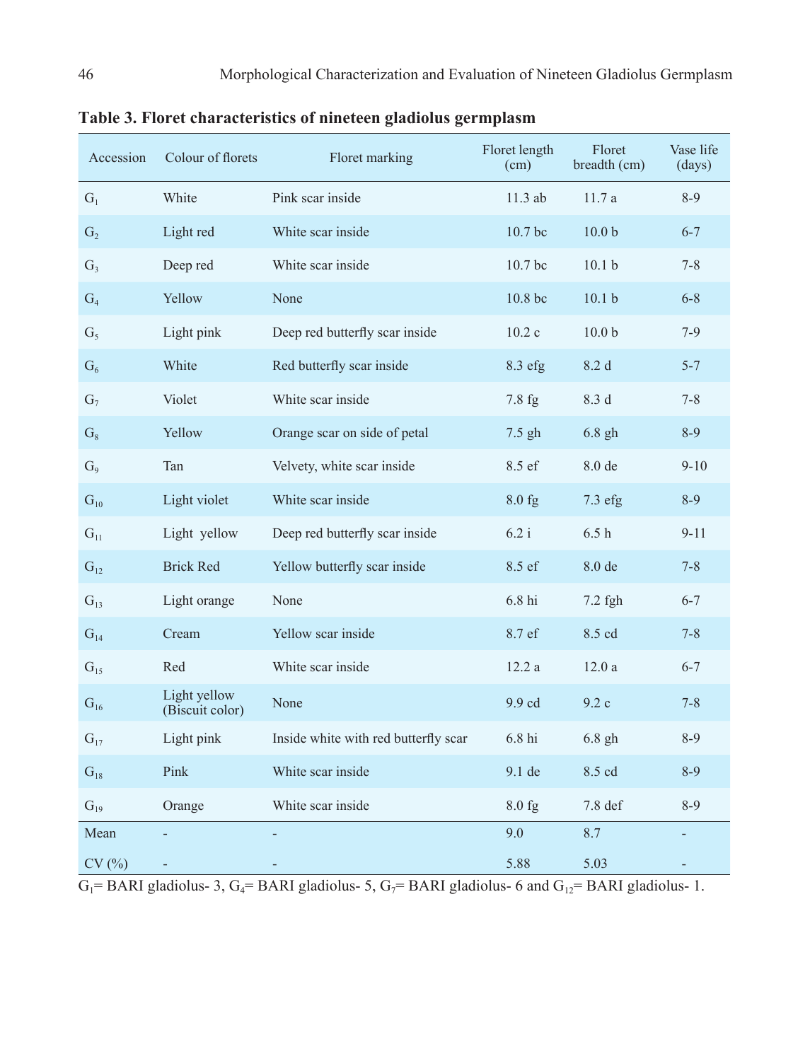**Table 3. Floret characteristics of nineteen gladiolus germplasm**

| Accession | Colour of florets | Floret marking | Floret length (cm) | Floret breadth (cm) | Vase life (days) |
|---|---|---|---|---|---|
| $G_1$ | White | Pink scar inside | 11.3 ab | 11.7 a | 8-9 |
| $G_2$ | Light red | White scar inside | 10.7 bc | 10.0 b | 6-7 |
| $G_3$ | Deep red | White scar inside | 10.7 bc | 10.1 b | 7-8 |
| $G_4$ | Yellow | None | 10.8 bc | 10.1 b | 6-8 |
| $G_5$ | Light pink | Deep red butterfly scar inside | 10.2 c | 10.0 b | 7-9 |
| $G_6$ | White | Red butterfly scar inside | 8.3 efg | 8.2 d | 5-7 |
| $G_7$ | Violet | White scar inside | 7.8 fg | 8.3 d | 7-8 |
| $G_8$ | Yellow | Orange scar on side of petal | 7.5 gh | 6.8 gh | 8-9 |
| $G_9$ | Tan | Velvety, white scar inside | 8.5 ef | 8.0 de | 9-10 |
| $G_{10}$ | Light violet | White scar inside | 8.0 fg | 7.3 efg | 8-9 |
| $G_{11}$ | Light yellow | Deep red butterfly scar inside | 6.2 i | 6.5 h | 9-11 |
| $G_{12}$ | Brick Red | Yellow butterfly scar inside | 8.5 ef | 8.0 de | 7-8 |
| $G_{13}$ | Light orange | None | 6.8 hi | 7.2 fgh | 6-7 |
| $G_{14}$ | Cream | Yellow scar inside | 8.7 ef | 8.5 cd | 7-8 |
| $G_{15}$ | Red | White scar inside | 12.2 a | 12.0 a | 6-7 |
| $G_{16}$ | Light yellow (Biscuit color) | None | 9.9 cd | 9.2 c | 7-8 |
| $G_{17}$ | Light pink | Inside white with red butterfly scar | 6.8 hi | 6.8 gh | 8-9 |
| $G_{18}$ | Pink | White scar inside | 9.1 de | 8.5 cd | 8-9 |
| $G_{19}$ | Orange | White scar inside | 8.0 fg | 7.8 def | 8-9 |
| Mean | - | - | 9.0 | 8.7 | - |
| CV (%) | - | - | 5.88 | 5.03 | - |

$G_1$= BARI gladiolus- 3, $G_4$= BARI gladiolus- 5, $G_7$= BARI gladiolus- 6 and $G_{12}$= BARI gladiolus- 1.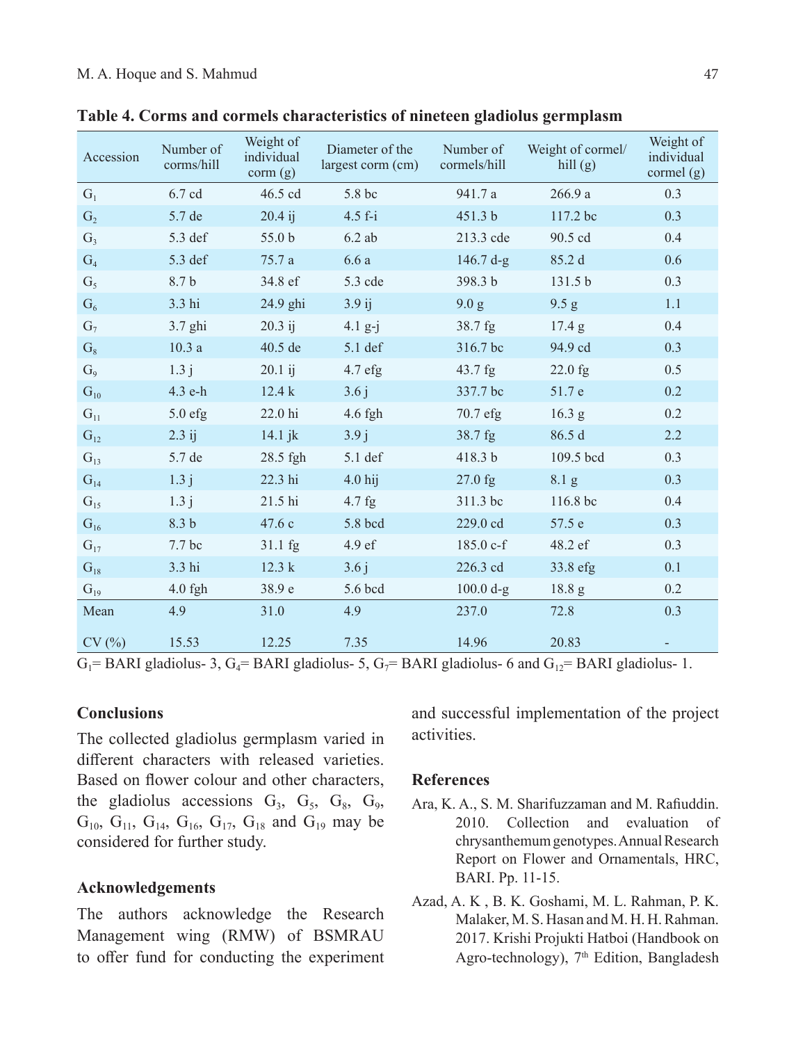**Table 4. Corms and cormels characteristics of nineteen gladiolus germplasm**

| Accession | Number of corms/hill | Weight of individual corm (g) | Diameter of the largest corm (cm) | Number of cormels/hill | Weight of cormel/ hill (g) | Weight of individual cormel (g) |
|---|---|---|---|---|---|---|
| $G_1$ | 6.7 cd | 46.5 cd | 5.8 bc | 941.7 a | 266.9 a | 0.3 |
| $G_2$ | 5.7 de | 20.4 ij | 4.5 f-i | 451.3 b | 117.2 bc | 0.3 |
| $G_3$ | 5.3 def | 55.0 b | 6.2 ab | 213.3 cde | 90.5 cd | 0.4 |
| $G_4$ | 5.3 def | 75.7 a | 6.6 a | 146.7 d-g | 85.2 d | 0.6 |
| $G_5$ | 8.7 b | 34.8 ef | 5.3 cde | 398.3 b | 131.5 b | 0.3 |
| $G_6$ | 3.3 hi | 24.9 ghi | 3.9 ij | 9.0 g | 9.5 g | 1.1 |
| $G_7$ | 3.7 ghi | 20.3 ij | 4.1 g-j | 38.7 fg | 17.4 g | 0.4 |
| $G_8$ | 10.3 a | 40.5 de | 5.1 def | 316.7 bc | 94.9 cd | 0.3 |
| $G_9$ | 1.3 j | 20.1 ij | 4.7 efg | 43.7 fg | 22.0 fg | 0.5 |
| $G_{10}$ | 4.3 e-h | 12.4 k | 3.6 j | 337.7 bc | 51.7 e | 0.2 |
| $G_{11}$ | 5.0 efg | 22.0 hi | 4.6 fgh | 70.7 efg | 16.3 g | 0.2 |
| $G_{12}$ | 2.3 ij | 14.1 jk | 3.9 j | 38.7 fg | 86.5 d | 2.2 |
| $G_{13}$ | 5.7 de | 28.5 fgh | 5.1 def | 418.3 b | 109.5 bcd | 0.3 |
| $G_{14}$ | 1.3 j | 22.3 hi | 4.0 hij | 27.0 fg | 8.1 g | 0.3 |
| $G_{15}$ | 1.3 j | 21.5 hi | 4.7 fg | 311.3 bc | 116.8 bc | 0.4 |
| $G_{16}$ | 8.3 b | 47.6 c | 5.8 bcd | 229.0 cd | 57.5 e | 0.3 |
| $G_{17}$ | 7.7 bc | 31.1 fg | 4.9 ef | 185.0 c-f | 48.2 ef | 0.3 |
| $G_{18}$ | 3.3 hi | 12.3 k | 3.6 j | 226.3 cd | 33.8 efg | 0.1 |
| $G_{19}$ | 4.0 fgh | 38.9 e | 5.6 bcd | 100.0 d-g | 18.8 g | 0.2 |
| Mean | 4.9 | 31.0 | 4.9 | 237.0 | 72.8 | 0.3 |
| CV (%) | 15.53 | 12.25 | 7.35 | 14.96 | 20.83 | - |

$G_1$= BARI gladiolus- 3, $G_4$= BARI gladiolus- 5, $G_7$= BARI gladiolus- 6 and $G_{12}$= BARI gladiolus- 1.

## Conclusions

The collected gladiolus germplasm varied in different characters with released varieties. Based on flower colour and other characters, the gladiolus accessions $G_3$, $G_5$, $G_8$, $G_9$, $G_{10}$, $G_{11}$, $G_{14}$, $G_{16}$, $G_{17}$, $G_{18}$ and $G_{19}$ may be considered for further study.

## Acknowledgements

The authors acknowledge the Research Management wing (RMW) of BSMRAU to offer fund for conducting the experiment and successful implementation of the project activities.

## References

Ara, K. A., S. M. Sharifuzzaman and M. Rafiuddin. 2010. Collection and evaluation of chrysanthemum genotypes. Annual Research Report on Flower and Ornamentals, HRC, BARI. Pp. 11-15.

Azad, A. K , B. K. Goshami, M. L. Rahman, P. K. Malaker, M. S. Hasan and M. H. H. Rahman. 2017. Krishi Projukti Hatboi (Handbook on Agro-technology), 7th Edition, Bangladesh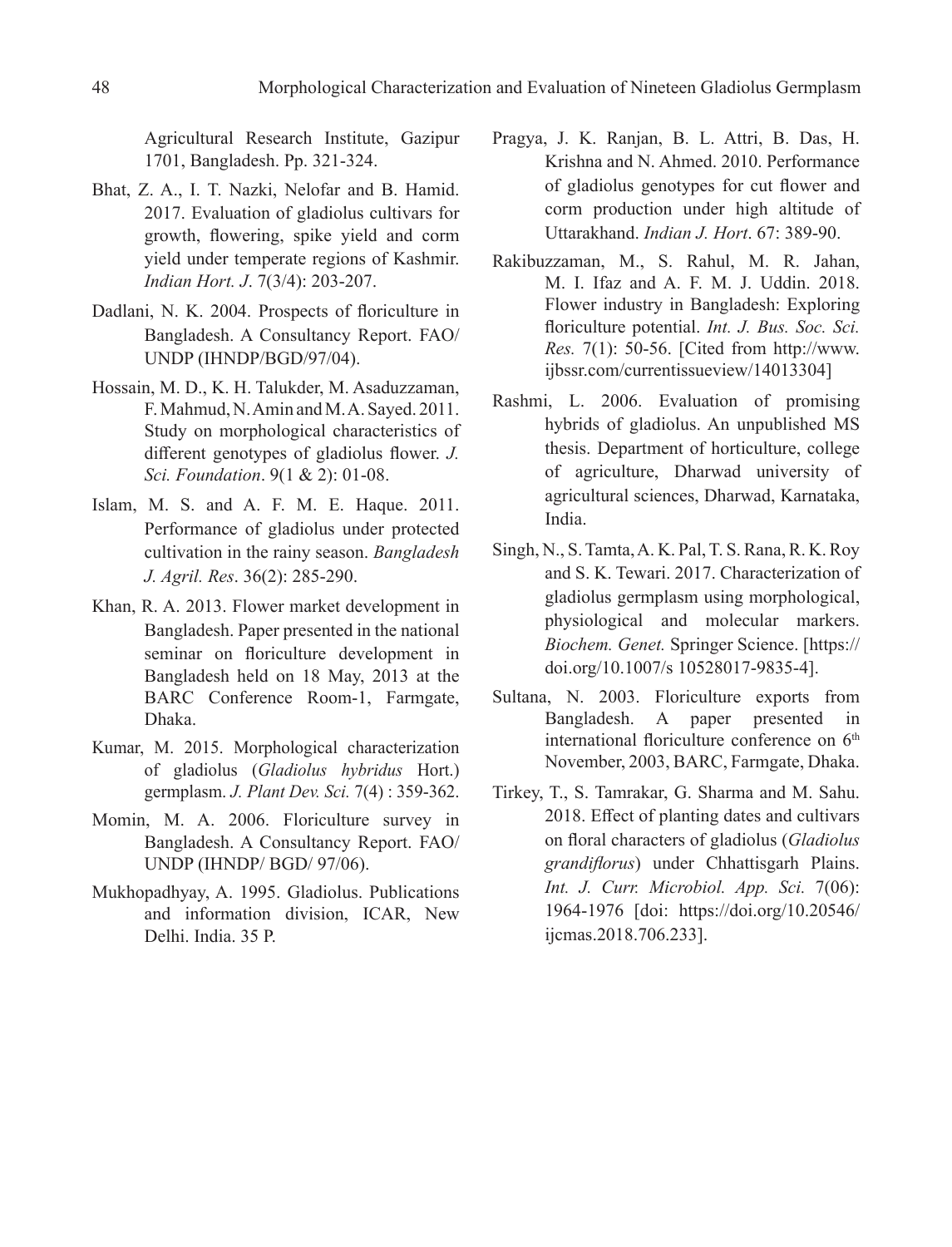Agricultural Research Institute, Gazipur 1701, Bangladesh. Pp. 321-324.

Bhat, Z. A., I. T. Nazki, Nelofar and B. Hamid. 2017. Evaluation of gladiolus cultivars for growth, flowering, spike yield and corm yield under temperate regions of Kashmir. *Indian Hort. J*. 7(3/4): 203-207.

Dadlani, N. K. 2004. Prospects of floriculture in Bangladesh. A Consultancy Report. FAO/ UNDP (IHNDP/BGD/97/04).

Hossain, M. D., K. H. Talukder, M. Asaduzzaman, F. Mahmud, N. Amin and M. A. Sayed. 2011. Study on morphological characteristics of different genotypes of gladiolus flower. *J. Sci. Foundation*. 9(1 & 2): 01-08.

Islam, M. S. and A. F. M. E. Haque. 2011. Performance of gladiolus under protected cultivation in the rainy season. *Bangladesh J. Agril. Res*. 36(2): 285-290.

Khan, R. A. 2013. Flower market development in Bangladesh. Paper presented in the national seminar on floriculture development in Bangladesh held on 18 May, 2013 at the BARC Conference Room-1, Farmgate, Dhaka.

Kumar, M. 2015. Morphological characterization of gladiolus (*Gladiolus hybridus* Hort.) germplasm. *J. Plant Dev. Sci.* 7(4) : 359-362.

Momin, M. A. 2006. Floriculture survey in Bangladesh. A Consultancy Report. FAO/ UNDP (IHNDP/ BGD/ 97/06).

Mukhopadhyay, A. 1995. Gladiolus. Publications and information division, ICAR, New Delhi. India. 35 P.

Pragya, J. K. Ranjan, B. L. Attri, B. Das, H. Krishna and N. Ahmed. 2010. Performance of gladiolus genotypes for cut flower and corm production under high altitude of Uttarakhand. *Indian J. Hort*. 67: 389-90.

Rakibuzzaman, M., S. Rahul, M. R. Jahan, M. I. Ifaz and A. F. M. J. Uddin. 2018. Flower industry in Bangladesh: Exploring floriculture potential. *Int. J. Bus. Soc. Sci. Res.* 7(1): 50-56. [Cited from http://www.ijbssr.com/currentissueview/14013304]

Rashmi, L. 2006. Evaluation of promising hybrids of gladiolus. An unpublished MS thesis. Department of horticulture, college of agriculture, Dharwad university of agricultural sciences, Dharwad, Karnataka, India.

Singh, N., S. Tamta, A. K. Pal, T. S. Rana, R. K. Roy and S. K. Tewari. 2017. Characterization of gladiolus germplasm using morphological, physiological and molecular markers. *Biochem. Genet.* Springer Science. [https://doi.org/10.1007/s 10528017-9835-4].

Sultana, N. 2003. Floriculture exports from Bangladesh. A paper presented in international floriculture conference on 6th November, 2003, BARC, Farmgate, Dhaka.

Tirkey, T., S. Tamrakar, G. Sharma and M. Sahu. 2018. Effect of planting dates and cultivars on floral characters of gladiolus (*Gladiolus grandiflorus*) under Chhattisgarh Plains. *Int. J. Curr. Microbiol. App. Sci.* 7(06): 1964-1976 [doi: https://doi.org/10.20546/ijcmas.2018.706.233].